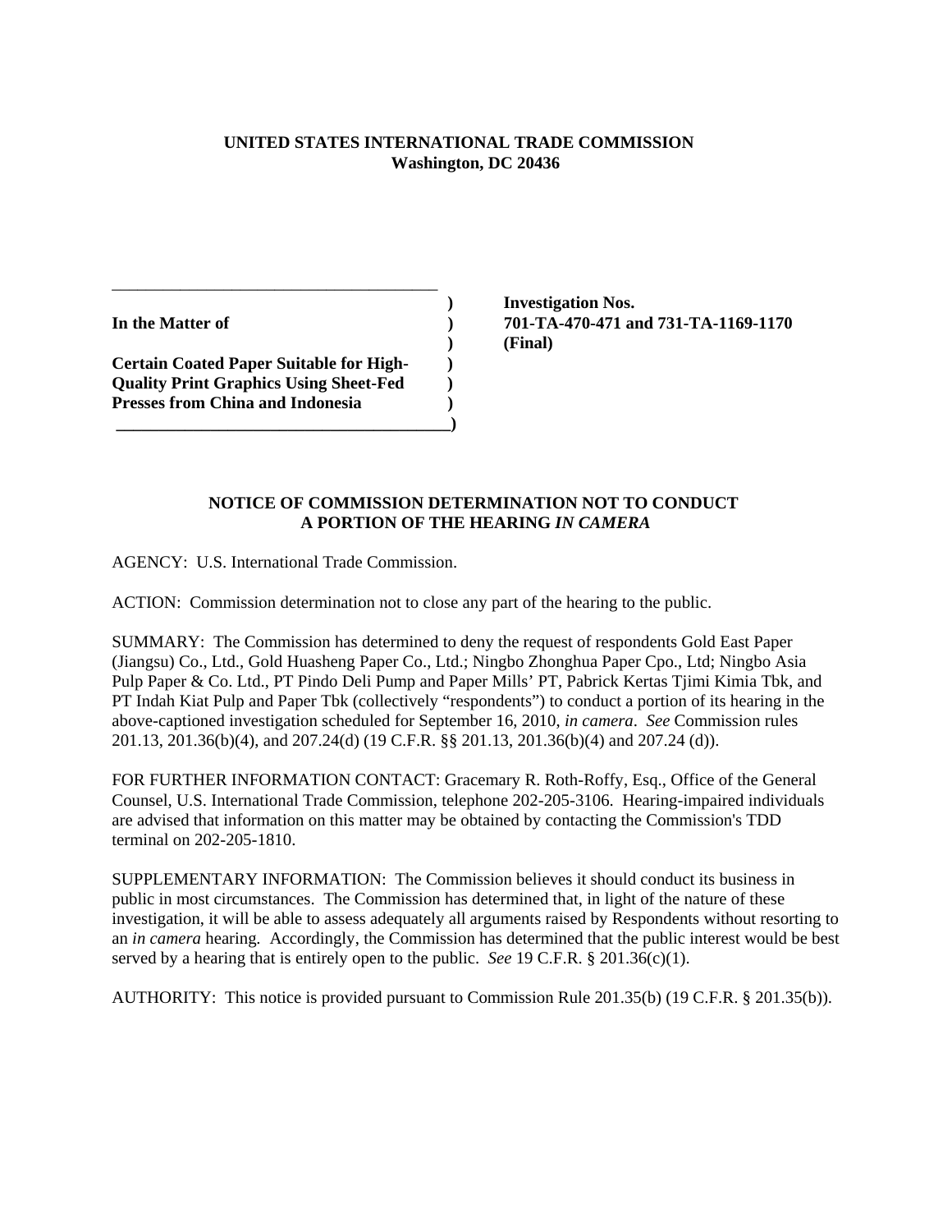**UNITED STATES INTERNATIONAL TRADE COMMISSION**
**Washington, DC 20436**

| | | |
|---|---|---|
| **In the Matter of** | ) | **Investigation Nos.** |
| | ) | **701-TA-470-471 and 731-TA-1169-1170** |
| **Certain Coated Paper Suitable for High-Quality Print Graphics Using Sheet-Fed Presses from China and Indonesia** | ) | **(Final)** |

**NOTICE OF COMMISSION DETERMINATION NOT TO CONDUCT A PORTION OF THE HEARING *IN CAMERA***

AGENCY: U.S. International Trade Commission.

ACTION: Commission determination not to close any part of the hearing to the public.

SUMMARY: The Commission has determined to deny the request of respondents Gold East Paper (Jiangsu) Co., Ltd., Gold Huasheng Paper Co., Ltd.; Ningbo Zhonghua Paper Cpo., Ltd; Ningbo Asia Pulp Paper & Co. Ltd., PT Pindo Deli Pump and Paper Mills' PT, Pabrick Kertas Tjimi Kimia Tbk, and PT Indah Kiat Pulp and Paper Tbk (collectively "respondents") to conduct a portion of its hearing in the above-captioned investigation scheduled for September 16, 2010, *in camera*. *See* Commission rules 201.13, 201.36(b)(4), and 207.24(d) (19 C.F.R. §§ 201.13, 201.36(b)(4) and 207.24 (d)).

FOR FURTHER INFORMATION CONTACT: Gracemary R. Roth-Roffy, Esq., Office of the General Counsel, U.S. International Trade Commission, telephone 202-205-3106. Hearing-impaired individuals are advised that information on this matter may be obtained by contacting the Commission's TDD terminal on 202-205-1810.

SUPPLEMENTARY INFORMATION: The Commission believes it should conduct its business in public in most circumstances. The Commission has determined that, in light of the nature of these investigation, it will be able to assess adequately all arguments raised by Respondents without resorting to an *in camera* hearing. Accordingly, the Commission has determined that the public interest would be best served by a hearing that is entirely open to the public. *See* 19 C.F.R. § 201.36(c)(1).

AUTHORITY: This notice is provided pursuant to Commission Rule 201.35(b) (19 C.F.R. § 201.35(b)).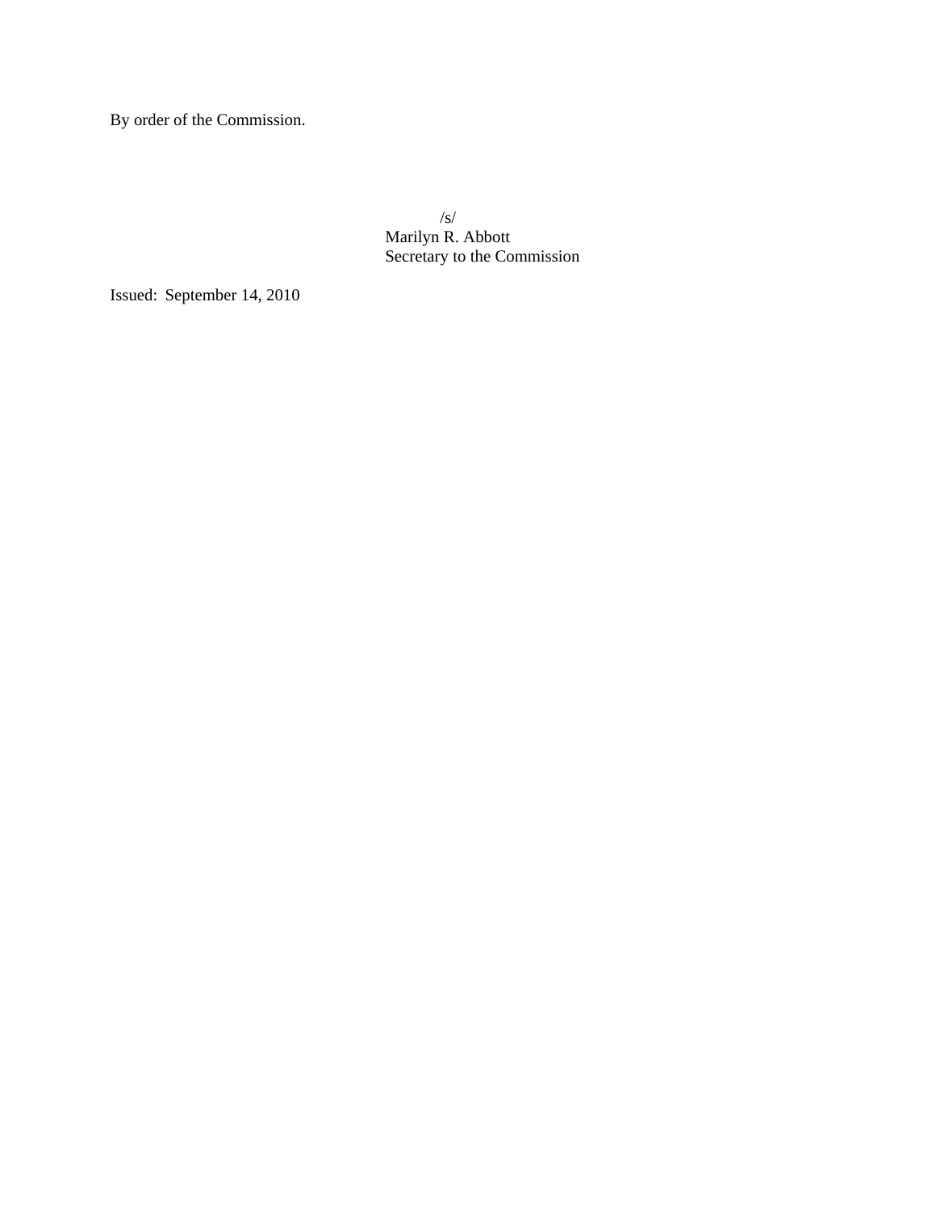By order of the Commission.

/s/
Marilyn R. Abbott
Secretary to the Commission

Issued: September 14, 2010